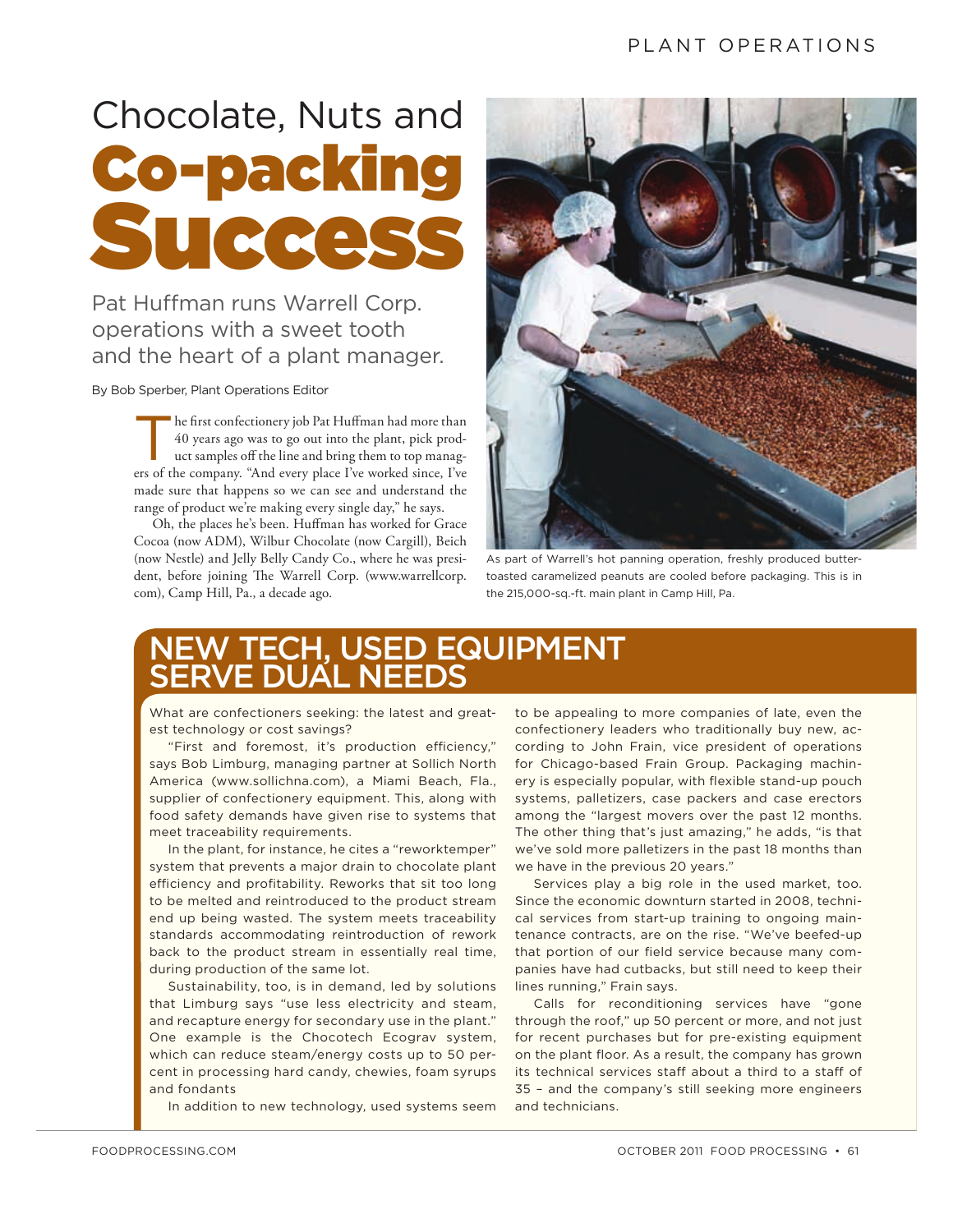# Chocolate, Nuts and Co-packing Success

Pat Huffman runs Warrell Corp. operations with a sweet tooth and the heart of a plant manager.

By Bob Sperber, Plant Operations Editor

The first confectionery job Pat Huffman had more than 40 years ago was to go out into the plant, pick product samples off the line and bring them to top managers of the company. "And every place I've worked since, I've made sure that happens so we can see and understand the range of product we're making every single day," he says.

Oh, the places he's been. Huffman has worked for Grace Cocoa (now ADM), Wilbur Chocolate (now Cargill), Beich (now Nestle) and Jelly Belly Candy Co., where he was president, before joining The Warrell Corp. (www.warrellcorp.com), Camp Hill, Pa., a decade ago.

As part of Warrell's hot panning operation, freshly produced butter-toasted caramelized peanuts are cooled before packaging. This is in the 215,000-sq.-ft. main plant in Camp Hill, Pa.

## NEW TECH, USED EQUIPMENT SERVE DUAL NEEDS

What are confectioners seeking: the latest and greatest technology or cost savings?

"First and foremost, it's production efficiency," says Bob Limburg, managing partner at Sollich North America (www.sollichna.com), a Miami Beach, Fla., supplier of confectionery equipment. This, along with food safety demands have given rise to systems that meet traceability requirements.

In the plant, for instance, he cites a "reworktemper" system that prevents a major drain to chocolate plant efficiency and profitability. Reworks that sit too long to be melted and reintroduced to the product stream end up being wasted. The system meets traceability standards accommodating reintroduction of rework back to the product stream in essentially real time, during production of the same lot.

Sustainability, too, is in demand, led by solutions that Limburg says "use less electricity and steam, and recapture energy for secondary use in the plant." One example is the Chocotech Ecograv system, which can reduce steam/energy costs up to 50 percent in processing hard candy, chewies, foam syrups and fondants

In addition to new technology, used systems seem to be appealing to more companies of late, even the confectionery leaders who traditionally buy new, according to John Frain, vice president of operations for Chicago-based Frain Group. Packaging machinery is especially popular, with flexible stand-up pouch systems, palletizers, case packers and case erectors among the "largest movers over the past 12 months. The other thing that's just amazing," he adds, "is that we've sold more palletizers in the past 18 months than we have in the previous 20 years."

Services play a big role in the used market, too. Since the economic downturn started in 2008, technical services from start-up training to ongoing maintenance contracts, are on the rise. "We've beefed-up that portion of our field service because many companies have had cutbacks, but still need to keep their lines running," Frain says.

Calls for reconditioning services have "gone through the roof," up 50 percent or more, and not just for recent purchases but for pre-existing equipment on the plant floor. As a result, the company has grown its technical services staff about a third to a staff of 35 – and the company's still seeking more engineers and technicians.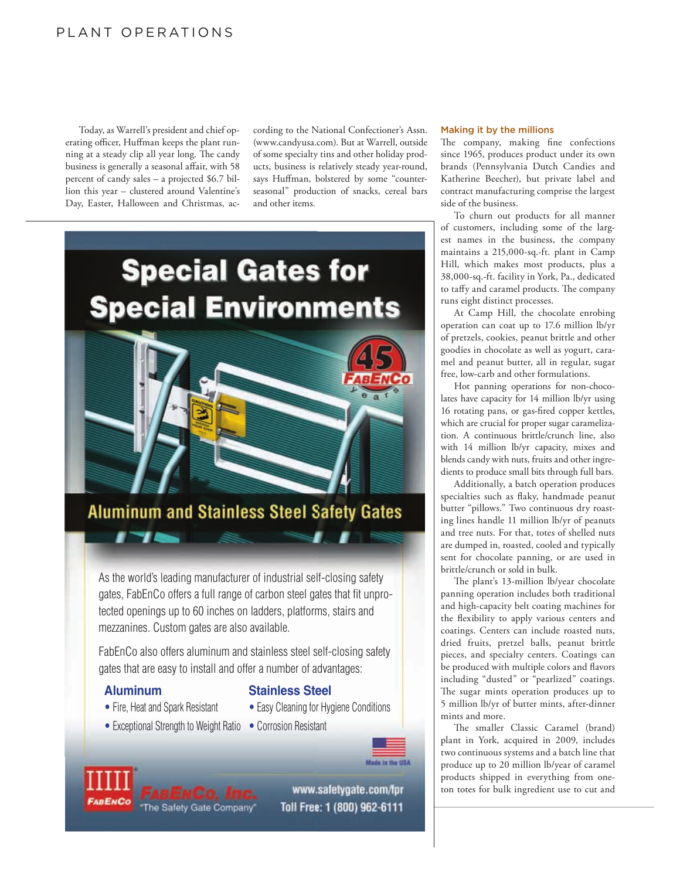Today, as Warrell's president and chief operating officer, Huffman keeps the plant running at a steady clip all year long. The candy business is generally a seasonal affair, with 58 percent of candy sales – a projected $6.7 billion this year – clustered around Valentine's Day, Easter, Halloween and Christmas, according to the National Confectioner's Assn. (www.candyusa.com). But at Warrell, outside of some specialty tins and other holiday products, business is relatively steady year-round, says Huffman, bolstered by some "counter-seasonal" production of snacks, cereal bars and other items.

# Special Gates for Special Environments

## Aluminum and Stainless Steel Safety Gates

As the world's leading manufacturer of industrial self-closing safety gates, FabEnCo offers a full range of carbon steel gates that fit unprotected openings up to 60 inches on ladders, platforms, stairs and mezzanines. Custom gates are also available.

FabEnCo also offers aluminum and stainless steel self-closing safety gates that are easy to install and offer a number of advantages:

**Aluminum**
- Fire, Heat and Spark Resistant
- Exceptional Strength to Weight Ratio

**Stainless Steel**
- Easy Cleaning for Hygiene Conditions
- Corrosion Resistant

Made in the USA

FabEnCo, Inc. "The Safety Gate Company"

www.safetygate.com/fpr
Toll Free: 1 (800) 962-6111

### Making it by the millions

The company, making fine confections since 1965, produces product under its own brands (Pennsylvania Dutch Candies and Katherine Beecher), but private label and contract manufacturing comprise the largest side of the business.

To churn out products for all manner of customers, including some of the largest names in the business, the company maintains a 215,000-sq.-ft. plant in Camp Hill, which makes most products, plus a 38,000-sq.-ft. facility in York, Pa., dedicated to taffy and caramel products. The company runs eight distinct processes.

At Camp Hill, the chocolate enrobing operation can coat up to 17.6 million lb/yr of pretzels, cookies, peanut brittle and other goodies in chocolate as well as yogurt, caramel and peanut butter, all in regular, sugar free, low-carb and other formulations.

Hot panning operations for non-chocolates have capacity for 14 million lb/yr using 16 rotating pans, or gas-fired copper kettles, which are crucial for proper sugar caramelization. A continuous brittle/crunch line, also with 14 million lb/yr capacity, mixes and blends candy with nuts, fruits and other ingredients to produce small bits through full bars.

Additionally, a batch operation produces specialties such as flaky, handmade peanut butter "pillows." Two continuous dry roasting lines handle 11 million lb/yr of peanuts and tree nuts. For that, totes of shelled nuts are dumped in, roasted, cooled and typically sent for chocolate panning, or are used in brittle/crunch or sold in bulk.

The plant's 13-million lb/year chocolate panning operation includes both traditional and high-capacity belt coating machines for the flexibility to apply various centers and coatings. Centers can include roasted nuts, dried fruits, pretzel balls, peanut brittle pieces, and specialty centers. Coatings can be produced with multiple colors and flavors including "dusted" or "pearlized" coatings. The sugar mints operation produces up to 5 million lb/yr of butter mints, after-dinner mints and more.

The smaller Classic Caramel (brand) plant in York, acquired in 2009, includes two continuous systems and a batch line that produce up to 20 million lb/year of caramel products shipped in everything from one-ton totes for bulk ingredient use to cut and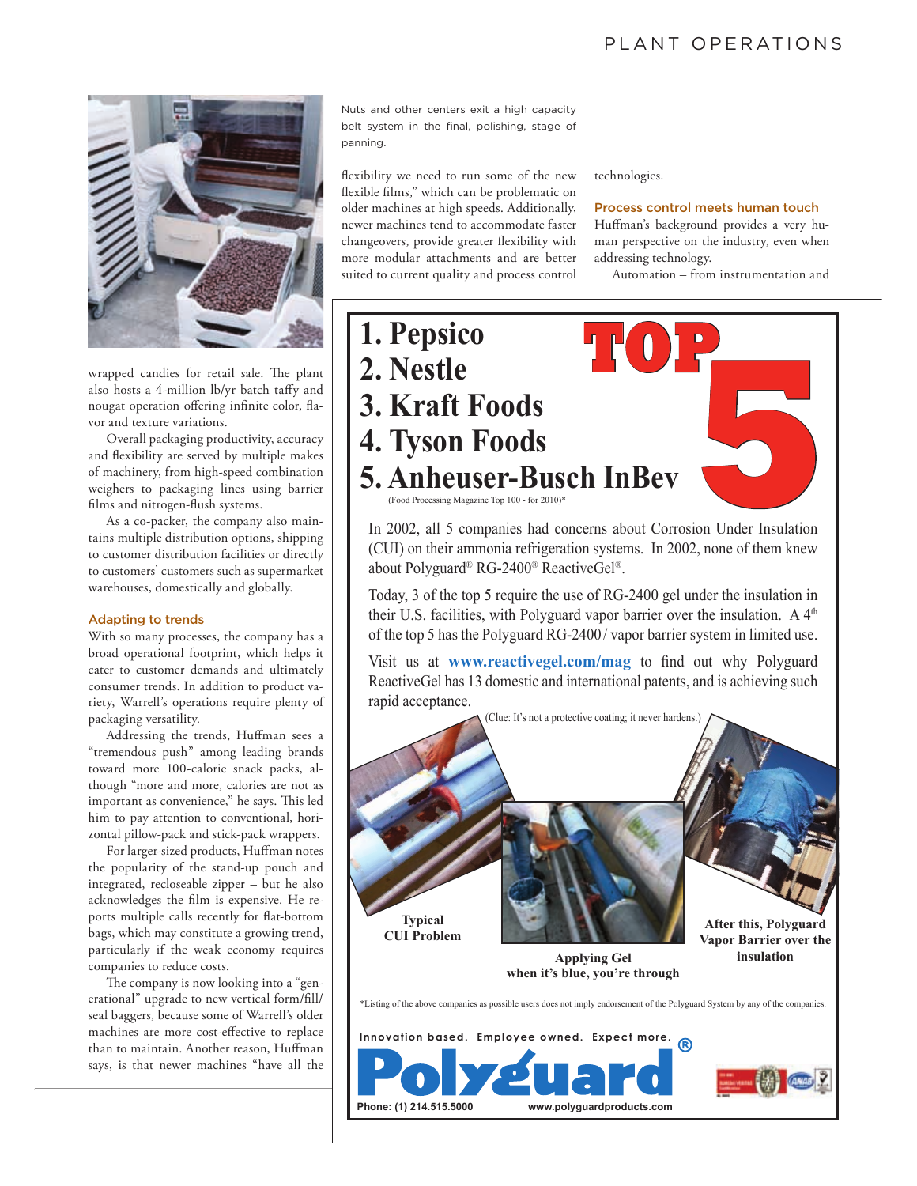Nuts and other centers exit a high capacity belt system in the final, polishing, stage of panning.

wrapped candies for retail sale. The plant also hosts a 4-million lb/yr batch taffy and nougat operation offering infinite color, flavor and texture variations.

Overall packaging productivity, accuracy and flexibility are served by multiple makes of machinery, from high-speed combination weighers to packaging lines using barrier films and nitrogen-flush systems.

As a co-packer, the company also maintains multiple distribution options, shipping to customer distribution facilities or directly to customers' customers such as supermarket warehouses, domestically and globally.

### Adapting to trends

With so many processes, the company has a broad operational footprint, which helps it cater to customer demands and ultimately consumer trends. In addition to product variety, Warrell's operations require plenty of packaging versatility.

Addressing the trends, Huffman sees a "tremendous push" among leading brands toward more 100-calorie snack packs, although "more and more, calories are not as important as convenience," he says. This led him to pay attention to conventional, horizontal pillow-pack and stick-pack wrappers.

For larger-sized products, Huffman notes the popularity of the stand-up pouch and integrated, recloseable zipper – but he also acknowledges the film is expensive. He reports multiple calls recently for flat-bottom bags, which may constitute a growing trend, particularly if the weak economy requires companies to reduce costs.

The company is now looking into a "generational" upgrade to new vertical form/fill/seal baggers, because some of Warrell's older machines are more cost-effective to replace than to maintain. Another reason, Huffman says, is that newer machines "have all the flexibility we need to run some of the new flexible films," which can be problematic on older machines at high speeds. Additionally, newer machines tend to accommodate faster changeovers, provide greater flexibility with more modular attachments and are better suited to current quality and process control technologies.

### Process control meets human touch

Huffman's background provides a very human perspective on the industry, even when addressing technology.

Automation – from instrumentation and

---

**TOP 5**

1. Pepsico
2. Nestle
3. Kraft Foods
4. Tyson Foods
5. Anheuser-Busch InBev

(Food Processing Magazine Top 100 - for 2010)*

In 2002, all 5 companies had concerns about Corrosion Under Insulation (CUI) on their ammonia refrigeration systems. In 2002, none of them knew about Polyguard® RG-2400® ReactiveGel®.

Today, 3 of the top 5 require the use of RG-2400 gel under the insulation in their U.S. facilities, with Polyguard vapor barrier over the insulation. A 4th of the top 5 has the Polyguard RG-2400 / vapor barrier system in limited use.

Visit us at **www.reactivegel.com/mag** to find out why Polyguard ReactiveGel has 13 domestic and international patents, and is achieving such rapid acceptance.

(Clue: It's not a protective coating; it never hardens.)

**Typical CUI Problem**

**Applying Gel when it's blue, you're through**

**After this, Polyguard Vapor Barrier over the insulation**

*Listing of the above companies as possible users does not imply endorsement of the Polyguard System by any of the companies.

Innovation based. Employee owned. Expect more.

**Polyguard®**

Phone: (1) 214.515.5000 www.polyguardproducts.com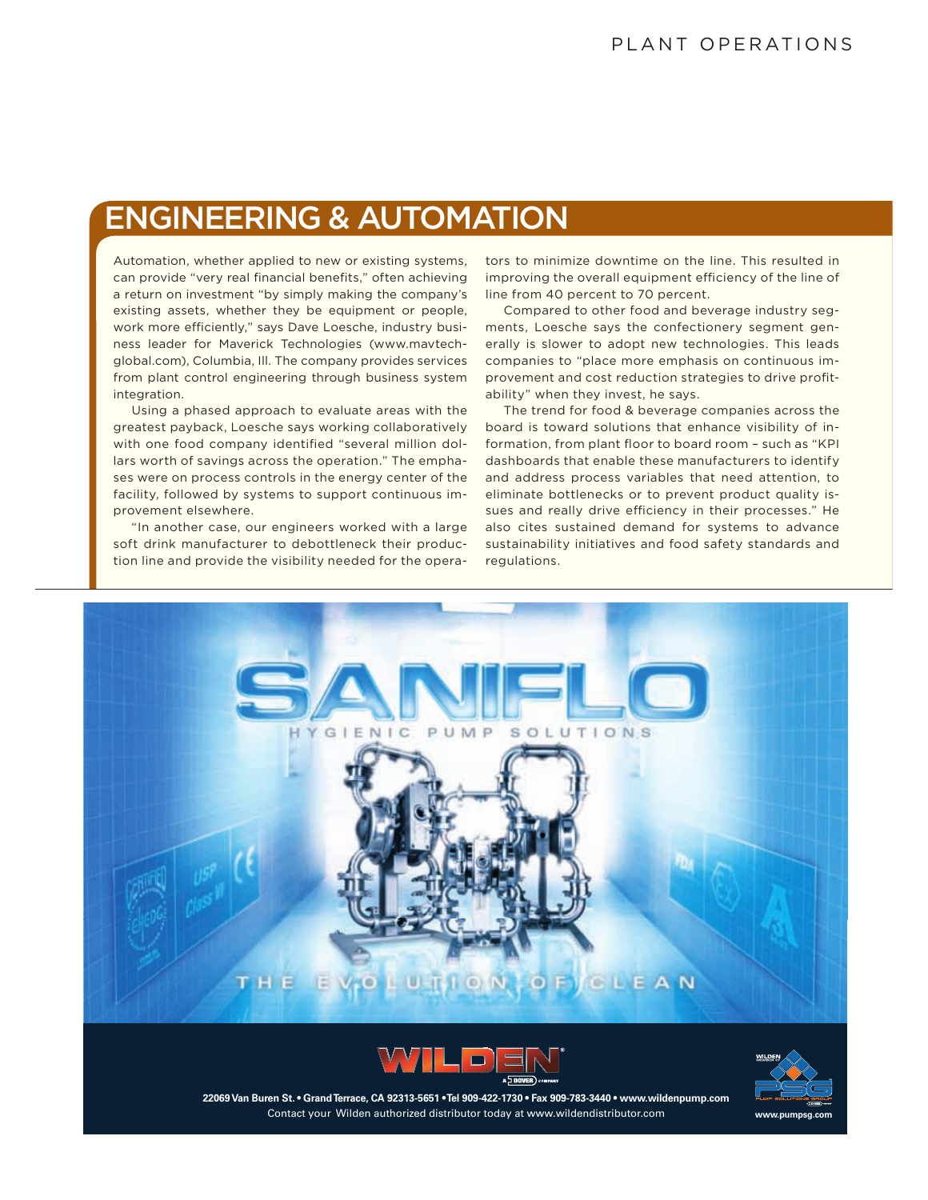## ENGINEERING & AUTOMATION

Automation, whether applied to new or existing systems, can provide "very real financial benefits," often achieving a return on investment "by simply making the company's existing assets, whether they be equipment or people, work more efficiently," says Dave Loesche, industry business leader for Maverick Technologies (www.mavtechglobal.com), Columbia, Ill. The company provides services from plant control engineering through business system integration.

Using a phased approach to evaluate areas with the greatest payback, Loesche says working collaboratively with one food company identified "several million dollars worth of savings across the operation." The emphases were on process controls in the energy center of the facility, followed by systems to support continuous improvement elsewhere.

"In another case, our engineers worked with a large soft drink manufacturer to debottleneck their production line and provide the visibility needed for the operators to minimize downtime on the line. This resulted in improving the overall equipment efficiency of the line of line from 40 percent to 70 percent.

Compared to other food and beverage industry segments, Loesche says the confectionery segment generally is slower to adopt new technologies. This leads companies to "place more emphasis on continuous improvement and cost reduction strategies to drive profitability" when they invest, he says.

The trend for food & beverage companies across the board is toward solutions that enhance visibility of information, from plant floor to board room – such as "KPI dashboards that enable these manufacturers to identify and address process variables that need attention, to eliminate bottlenecks or to prevent product quality issues and really drive efficiency in their processes." He also cites sustained demand for systems to advance sustainability initiatives and food safety standards and regulations.

SANIFLO
HYGIENIC PUMP SOLUTIONS

THE EVOLUTION OF CLEAN

WILDEN
A DOVER COMPANY

22069 Van Buren St. • Grand Terrace, CA 92313-5651 • Tel 909-422-1730 • Fax 909-783-3440 • www.wildenpump.com
Contact your Wilden authorized distributor today at www.wildendistributor.com

www.pumpsg.com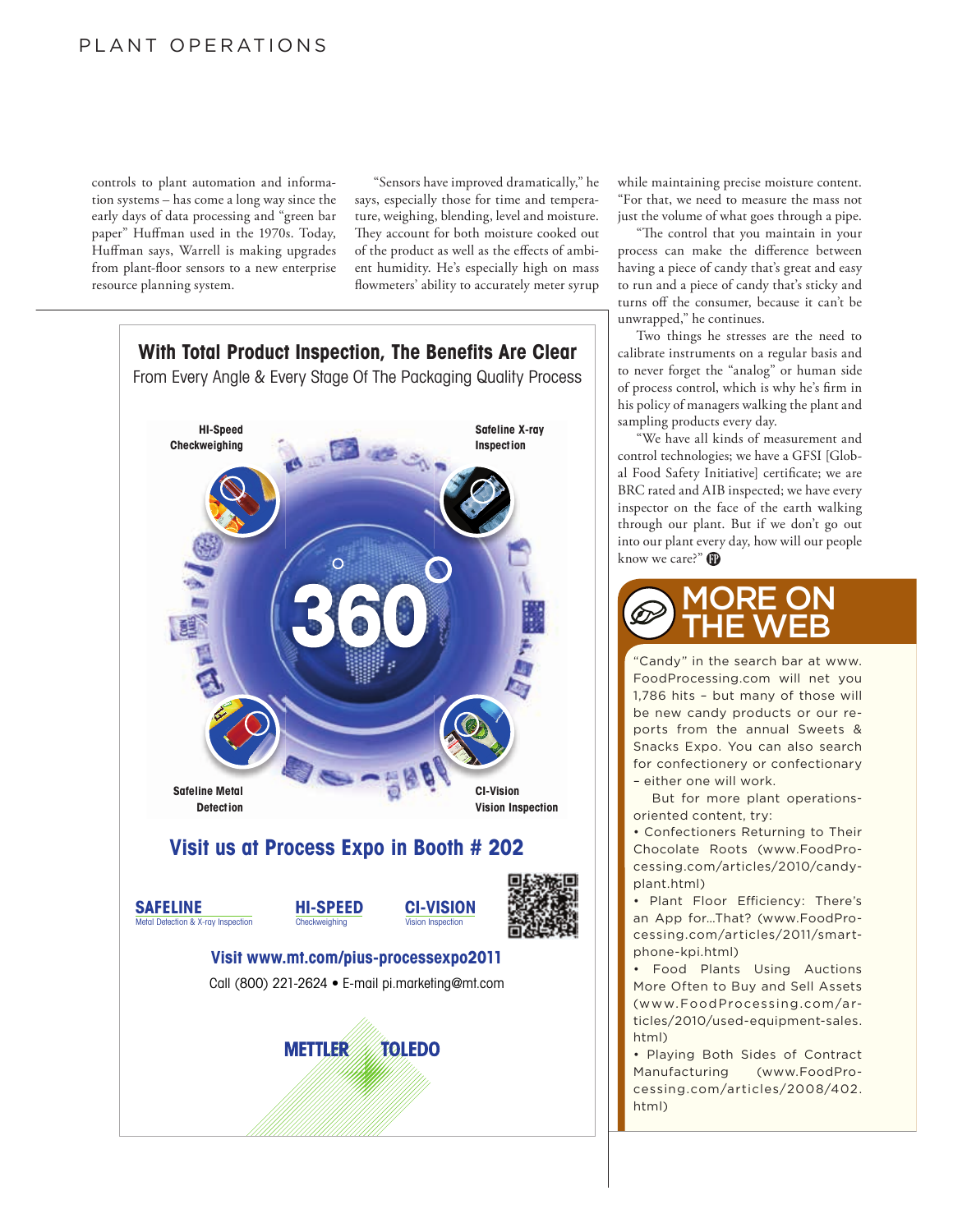controls to plant automation and information systems – has come a long way since the early days of data processing and "green bar paper" Huffman used in the 1970s. Today, Huffman says, Warrell is making upgrades from plant-floor sensors to a new enterprise resource planning system.

"Sensors have improved dramatically," he says, especially those for time and temperature, weighing, blending, level and moisture. They account for both moisture cooked out of the product as well as the effects of ambient humidity. He's especially high on mass flowmeters' ability to accurately meter syrup while maintaining precise moisture content. "For that, we need to measure the mass not just the volume of what goes through a pipe.

"The control that you maintain in your process can make the difference between having a piece of candy that's great and easy to run and a piece of candy that's sticky and turns off the consumer, because it can't be unwrapped," he continues.

Two things he stresses are the need to calibrate instruments on a regular basis and to never forget the "analog" or human side of process control, which is why he's firm in his policy of managers walking the plant and sampling products every day.

"We have all kinds of measurement and control technologies; we have a GFSI [Global Food Safety Initiative] certificate; we are BRC rated and AIB inspected; we have every inspector on the face of the earth walking through our plant. But if we don't go out into our plant every day, how will our people know we care?"

## MORE ON THE WEB

"Candy" in the search bar at www.FoodProcessing.com will net you 1,786 hits – but many of those will be new candy products or our reports from the annual Sweets & Snacks Expo. You can also search for confectionery or confectionary – either one will work.

But for more plant operations-oriented content, try:

- Confectioners Returning to Their Chocolate Roots (www.FoodProcessing.com/articles/2010/candy-plant.html)
- Plant Floor Efficiency: There's an App for...That? (www.FoodProcessing.com/articles/2011/smartphone-kpi.html)
- Food Plants Using Auctions More Often to Buy and Sell Assets (www.FoodProcessing.com/articles/2010/used-equipment-sales.html)
- Playing Both Sides of Contract Manufacturing (www.FoodProcessing.com/articles/2008/402.html)

**With Total Product Inspection, The Benefits Are Clear**

From Every Angle & Every Stage Of The Packaging Quality Process

Hi-Speed Checkweighing

Safeline X-ray Inspection

360

Safeline Metal Detection

CI-Vision Vision Inspection

**Visit us at Process Expo in Booth # 202**

SAFELINE Metal Detection & X-ray Inspection | HI-SPEED Checkweighing | CI-VISION Vision Inspection

**Visit www.mt.com/pius-processexpo2011**

Call (800) 221-2624 • E-mail pi.marketing@mt.com

METTLER TOLEDO